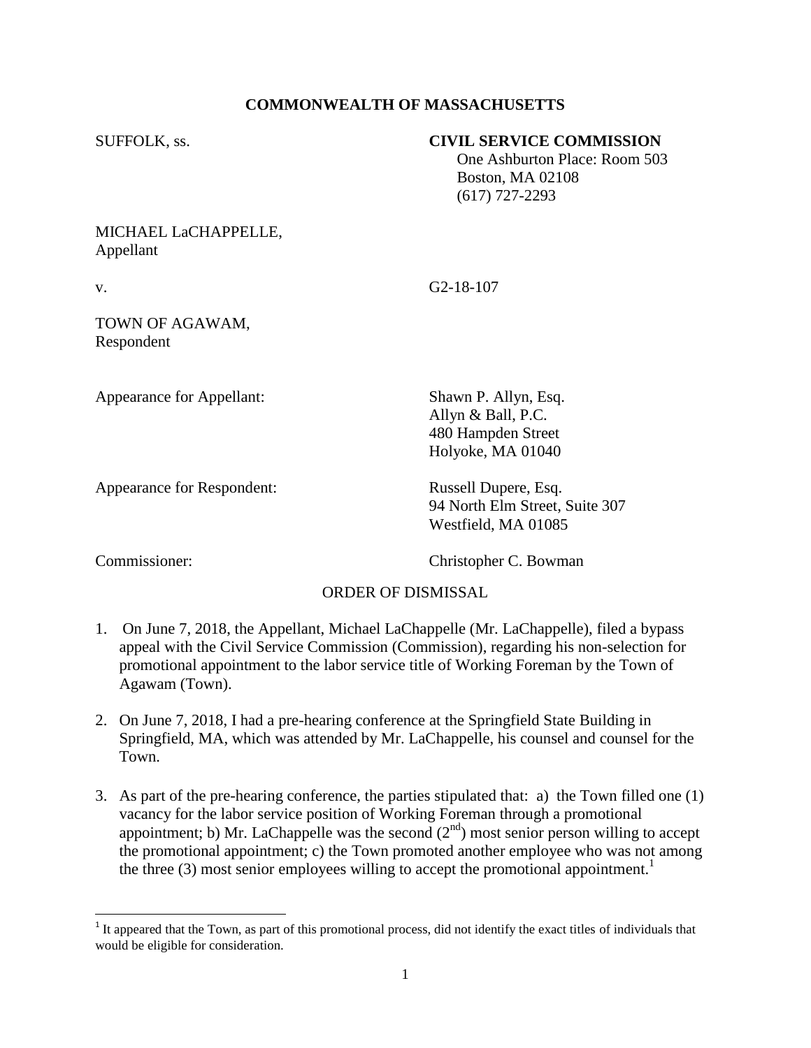**COMMONWEALTH OF MASSACHUSETTS**

SUFFOLK, ss.

**CIVIL SERVICE COMMISSION**
One Ashburton Place: Room 503
Boston, MA 02108
(617) 727-2293

MICHAEL LaCHAPPELLE,
Appellant

v.

G2-18-107

TOWN OF AGAWAM,
Respondent

Appearance for Appellant:
Shawn P. Allyn, Esq.
Allyn & Ball, P.C.
480 Hampden Street
Holyoke, MA 01040

Appearance for Respondent:
Russell Dupere, Esq.
94 North Elm Street, Suite 307
Westfield, MA 01085

Commissioner:
Christopher C. Bowman

ORDER OF DISMISSAL

1. On June 7, 2018, the Appellant, Michael LaChappelle (Mr. LaChappelle), filed a bypass appeal with the Civil Service Commission (Commission), regarding his non-selection for promotional appointment to the labor service title of Working Foreman by the Town of Agawam (Town).

2. On June 7, 2018, I had a pre-hearing conference at the Springfield State Building in Springfield, MA, which was attended by Mr. LaChappelle, his counsel and counsel for the Town.

3. As part of the pre-hearing conference, the parties stipulated that: a) the Town filled one (1) vacancy for the labor service position of Working Foreman through a promotional appointment; b) Mr. LaChappelle was the second (2nd) most senior person willing to accept the promotional appointment; c) the Town promoted another employee who was not among the three (3) most senior employees willing to accept the promotional appointment.[1]

[1] It appeared that the Town, as part of this promotional process, did not identify the exact titles of individuals that would be eligible for consideration.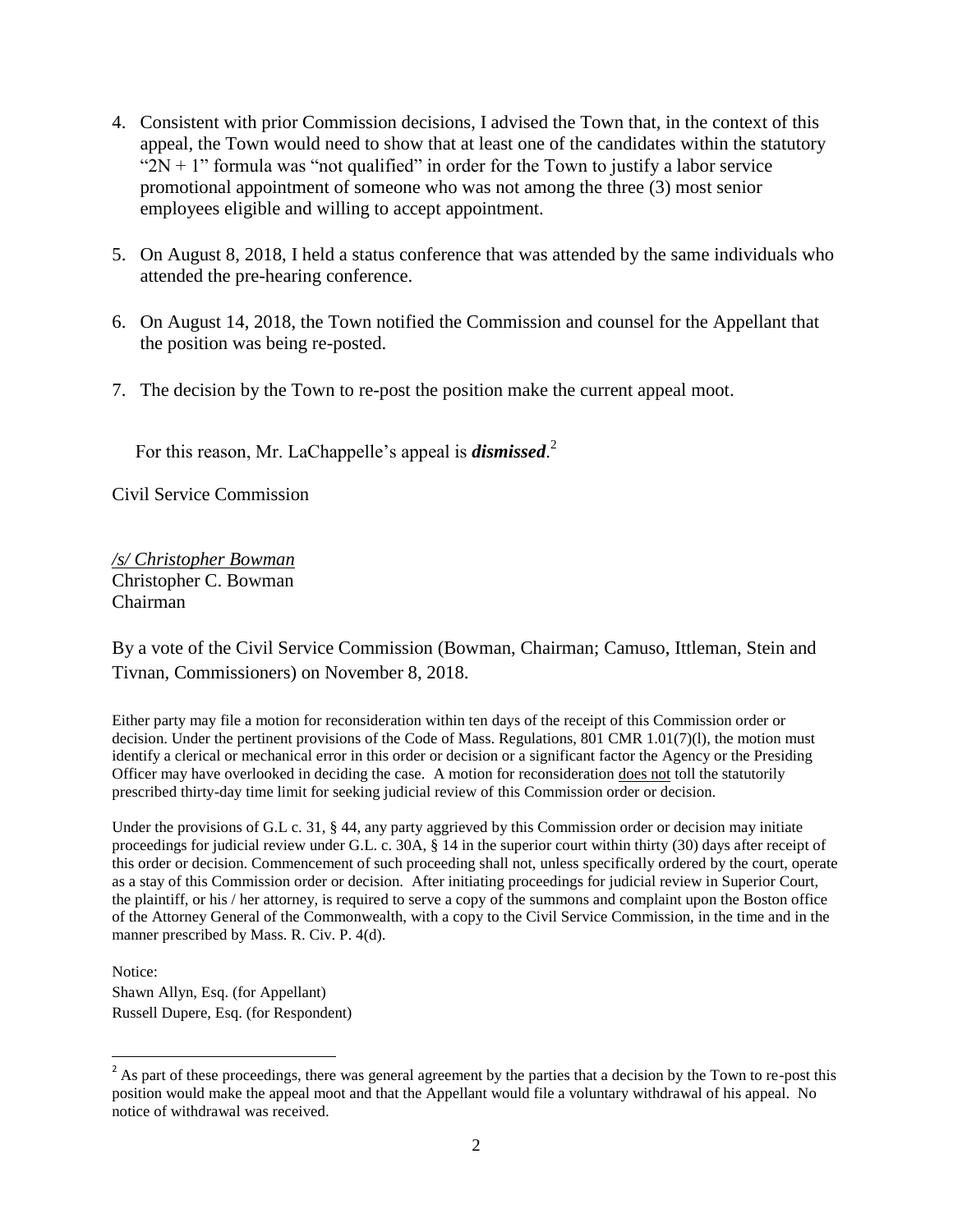4. Consistent with prior Commission decisions, I advised the Town that, in the context of this appeal, the Town would need to show that at least one of the candidates within the statutory "2N + 1" formula was "not qualified" in order for the Town to justify a labor service promotional appointment of someone who was not among the three (3) most senior employees eligible and willing to accept appointment.

5. On August 8, 2018, I held a status conference that was attended by the same individuals who attended the pre-hearing conference.

6. On August 14, 2018, the Town notified the Commission and counsel for the Appellant that the position was being re-posted.

7. The decision by the Town to re-post the position make the current appeal moot.

For this reason, Mr. LaChappelle's appeal is ***dismissed***.[2]

Civil Service Commission

*/s/ Christopher Bowman*
Christopher C. Bowman
Chairman

By a vote of the Civil Service Commission (Bowman, Chairman; Camuso, Ittleman, Stein and Tivnan, Commissioners) on November 8, 2018.

Either party may file a motion for reconsideration within ten days of the receipt of this Commission order or decision. Under the pertinent provisions of the Code of Mass. Regulations, 801 CMR 1.01(7)(l), the motion must identify a clerical or mechanical error in this order or decision or a significant factor the Agency or the Presiding Officer may have overlooked in deciding the case. A motion for reconsideration does not toll the statutorily prescribed thirty-day time limit for seeking judicial review of this Commission order or decision.

Under the provisions of G.L c. 31, § 44, any party aggrieved by this Commission order or decision may initiate proceedings for judicial review under G.L. c. 30A, § 14 in the superior court within thirty (30) days after receipt of this order or decision. Commencement of such proceeding shall not, unless specifically ordered by the court, operate as a stay of this Commission order or decision. After initiating proceedings for judicial review in Superior Court, the plaintiff, or his / her attorney, is required to serve a copy of the summons and complaint upon the Boston office of the Attorney General of the Commonwealth, with a copy to the Civil Service Commission, in the time and in the manner prescribed by Mass. R. Civ. P. 4(d).

Notice:
Shawn Allyn, Esq. (for Appellant)
Russell Dupere, Esq. (for Respondent)

[2] As part of these proceedings, there was general agreement by the parties that a decision by the Town to re-post this position would make the appeal moot and that the Appellant would file a voluntary withdrawal of his appeal. No notice of withdrawal was received.